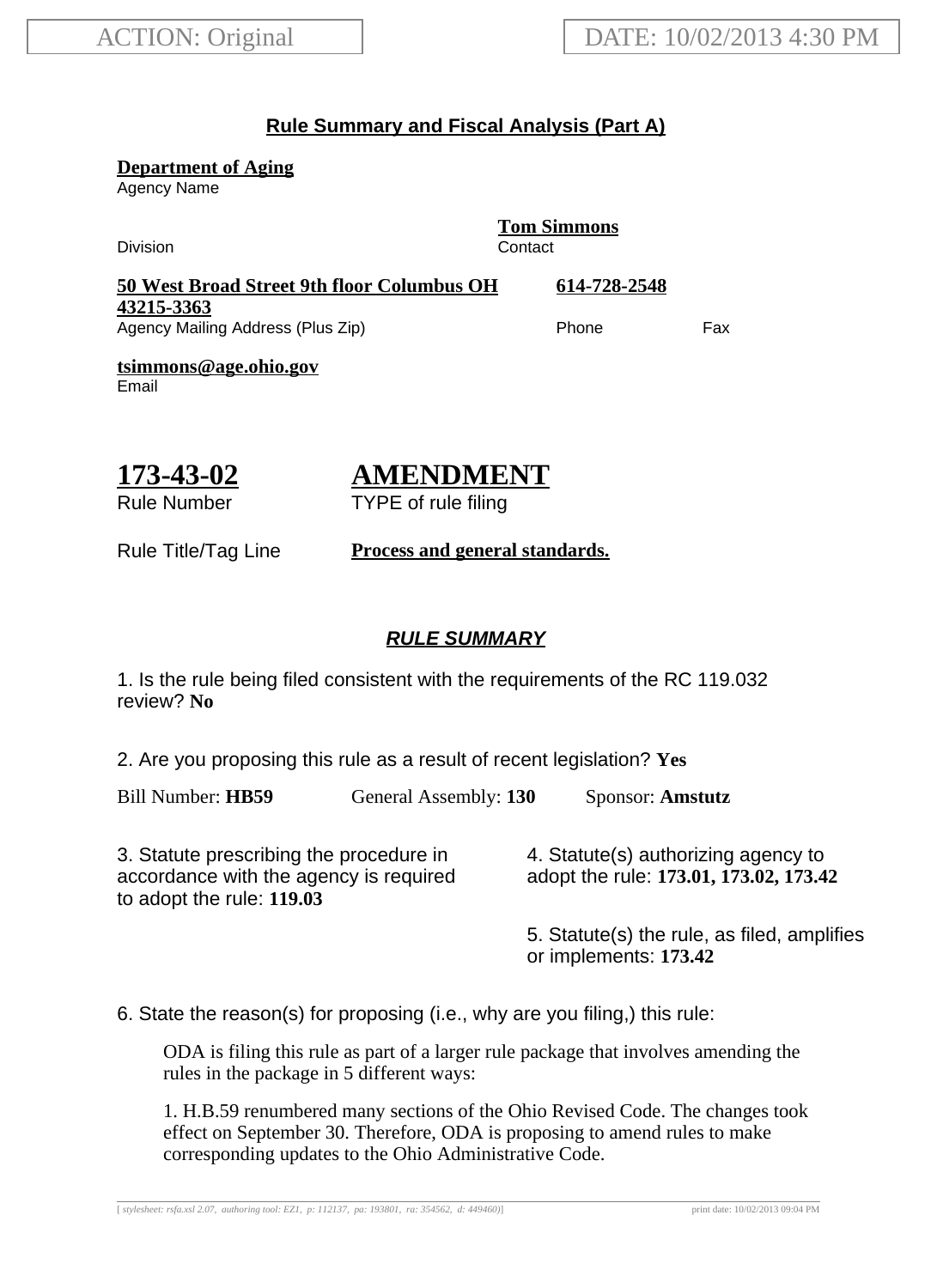ACTION: Original

DATE: 10/02/2013 4:30 PM

## Rule Summary and Fiscal Analysis (Part A)

**Department of Aging**
Agency Name

Division

**Tom Simmons**
Contact

**50 West Broad Street 9th floor Columbus OH 43215-3363**
Agency Mailing Address (Plus Zip)

**614-728-2548**
Phone

Fax

**tsimmons@age.ohio.gov**
Email

# 173-43-02
Rule Number

# AMENDMENT
TYPE of rule filing

Rule Title/Tag Line **Process and general standards.**

## *RULE SUMMARY*

1. Is the rule being filed consistent with the requirements of the RC 119.032 review? **No**

2. Are you proposing this rule as a result of recent legislation? **Yes**

Bill Number: **HB59** General Assembly: **130** Sponsor: **Amstutz**

3. Statute prescribing the procedure in accordance with the agency is required to adopt the rule: **119.03**

4. Statute(s) authorizing agency to adopt the rule: **173.01, 173.02, 173.42**

5. Statute(s) the rule, as filed, amplifies or implements: **173.42**

6. State the reason(s) for proposing (i.e., why are you filing,) this rule:

ODA is filing this rule as part of a larger rule package that involves amending the rules in the package in 5 different ways:

1. H.B.59 renumbered many sections of the Ohio Revised Code. The changes took effect on September 30. Therefore, ODA is proposing to amend rules to make corresponding updates to the Ohio Administrative Code.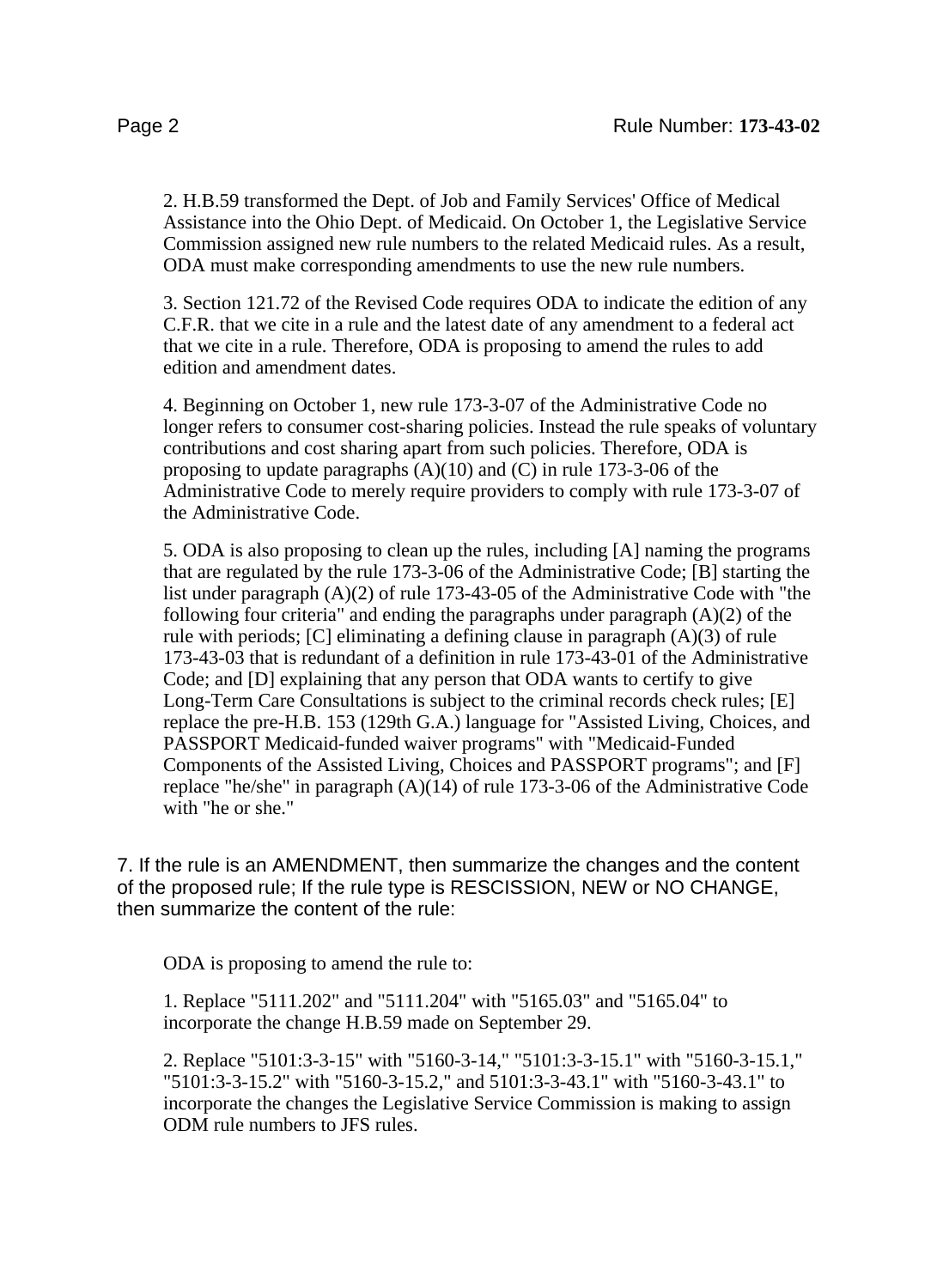2. H.B.59 transformed the Dept. of Job and Family Services' Office of Medical Assistance into the Ohio Dept. of Medicaid. On October 1, the Legislative Service Commission assigned new rule numbers to the related Medicaid rules. As a result, ODA must make corresponding amendments to use the new rule numbers.

3. Section 121.72 of the Revised Code requires ODA to indicate the edition of any C.F.R. that we cite in a rule and the latest date of any amendment to a federal act that we cite in a rule. Therefore, ODA is proposing to amend the rules to add edition and amendment dates.

4. Beginning on October 1, new rule 173-3-07 of the Administrative Code no longer refers to consumer cost-sharing policies. Instead the rule speaks of voluntary contributions and cost sharing apart from such policies. Therefore, ODA is proposing to update paragraphs (A)(10) and (C) in rule 173-3-06 of the Administrative Code to merely require providers to comply with rule 173-3-07 of the Administrative Code.

5. ODA is also proposing to clean up the rules, including [A] naming the programs that are regulated by the rule 173-3-06 of the Administrative Code; [B] starting the list under paragraph (A)(2) of rule 173-43-05 of the Administrative Code with "the following four criteria" and ending the paragraphs under paragraph (A)(2) of the rule with periods; [C] eliminating a defining clause in paragraph (A)(3) of rule 173-43-03 that is redundant of a definition in rule 173-43-01 of the Administrative Code; and [D] explaining that any person that ODA wants to certify to give Long-Term Care Consultations is subject to the criminal records check rules; [E] replace the pre-H.B. 153 (129th G.A.) language for "Assisted Living, Choices, and PASSPORT Medicaid-funded waiver programs" with "Medicaid-Funded Components of the Assisted Living, Choices and PASSPORT programs"; and [F] replace "he/she" in paragraph (A)(14) of rule 173-3-06 of the Administrative Code with "he or she."

7. If the rule is an AMENDMENT, then summarize the changes and the content of the proposed rule; If the rule type is RESCISSION, NEW or NO CHANGE, then summarize the content of the rule:

ODA is proposing to amend the rule to:

1. Replace "5111.202" and "5111.204" with "5165.03" and "5165.04" to incorporate the change H.B.59 made on September 29.

2. Replace "5101:3-3-15" with "5160-3-14," "5101:3-3-15.1" with "5160-3-15.1," "5101:3-3-15.2" with "5160-3-15.2," and 5101:3-3-43.1" with "5160-3-43.1" to incorporate the changes the Legislative Service Commission is making to assign ODM rule numbers to JFS rules.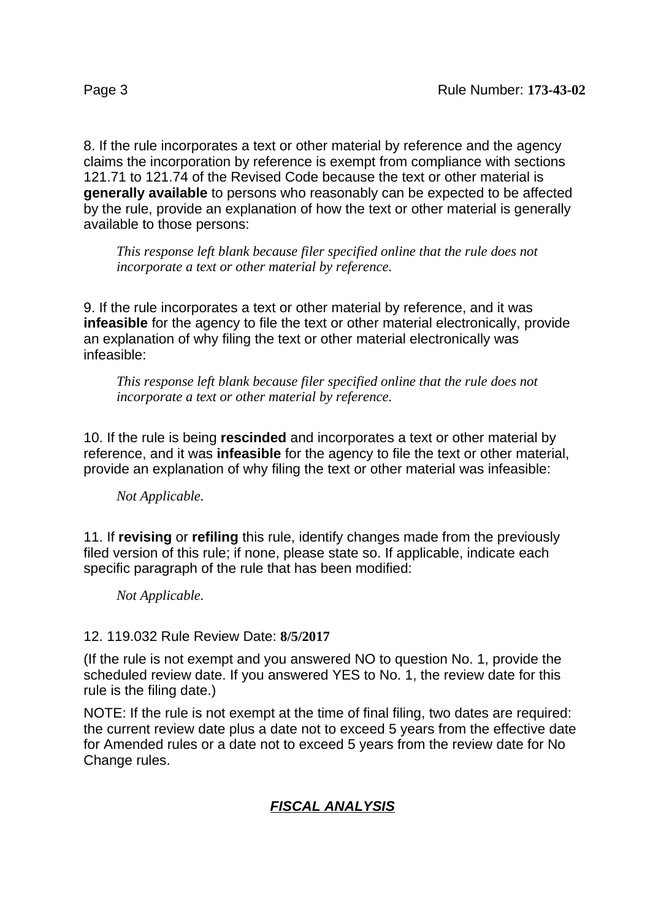8. If the rule incorporates a text or other material by reference and the agency claims the incorporation by reference is exempt from compliance with sections 121.71 to 121.74 of the Revised Code because the text or other material is **generally available** to persons who reasonably can be expected to be affected by the rule, provide an explanation of how the text or other material is generally available to those persons:

> *This response left blank because filer specified online that the rule does not incorporate a text or other material by reference.*

9. If the rule incorporates a text or other material by reference, and it was **infeasible** for the agency to file the text or other material electronically, provide an explanation of why filing the text or other material electronically was infeasible:

> *This response left blank because filer specified online that the rule does not incorporate a text or other material by reference.*

10. If the rule is being **rescinded** and incorporates a text or other material by reference, and it was **infeasible** for the agency to file the text or other material, provide an explanation of why filing the text or other material was infeasible:

> *Not Applicable.*

11. If **revising** or **refiling** this rule, identify changes made from the previously filed version of this rule; if none, please state so. If applicable, indicate each specific paragraph of the rule that has been modified:

> *Not Applicable.*

12. 119.032 Rule Review Date: **8/5/2017**

(If the rule is not exempt and you answered NO to question No. 1, provide the scheduled review date. If you answered YES to No. 1, the review date for this rule is the filing date.)

NOTE: If the rule is not exempt at the time of final filing, two dates are required: the current review date plus a date not to exceed 5 years from the effective date for Amended rules or a date not to exceed 5 years from the review date for No Change rules.

## ***FISCAL ANALYSIS***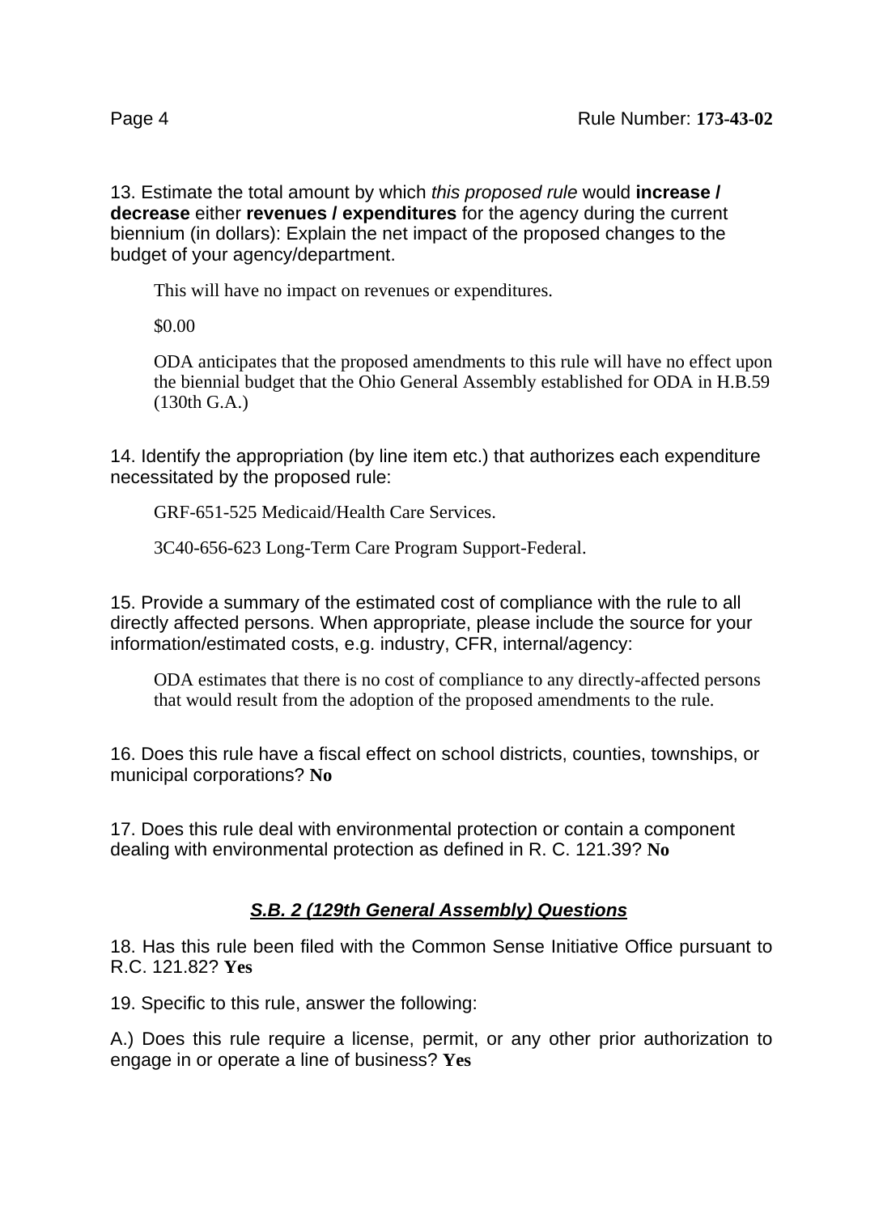13. Estimate the total amount by which *this proposed rule* would **increase / decrease** either **revenues / expenditures** for the agency during the current biennium (in dollars): Explain the net impact of the proposed changes to the budget of your agency/department.

This will have no impact on revenues or expenditures.

$0.00

ODA anticipates that the proposed amendments to this rule will have no effect upon the biennial budget that the Ohio General Assembly established for ODA in H.B.59 (130th G.A.)

14. Identify the appropriation (by line item etc.) that authorizes each expenditure necessitated by the proposed rule:

GRF-651-525 Medicaid/Health Care Services.

3C40-656-623 Long-Term Care Program Support-Federal.

15. Provide a summary of the estimated cost of compliance with the rule to all directly affected persons. When appropriate, please include the source for your information/estimated costs, e.g. industry, CFR, internal/agency:

ODA estimates that there is no cost of compliance to any directly-affected persons that would result from the adoption of the proposed amendments to the rule.

16. Does this rule have a fiscal effect on school districts, counties, townships, or municipal corporations? **No**

17. Does this rule deal with environmental protection or contain a component dealing with environmental protection as defined in R. C. 121.39? **No**

## ***S.B. 2 (129th General Assembly) Questions***

18. Has this rule been filed with the Common Sense Initiative Office pursuant to R.C. 121.82? **Yes**

19. Specific to this rule, answer the following:

A.) Does this rule require a license, permit, or any other prior authorization to engage in or operate a line of business? **Yes**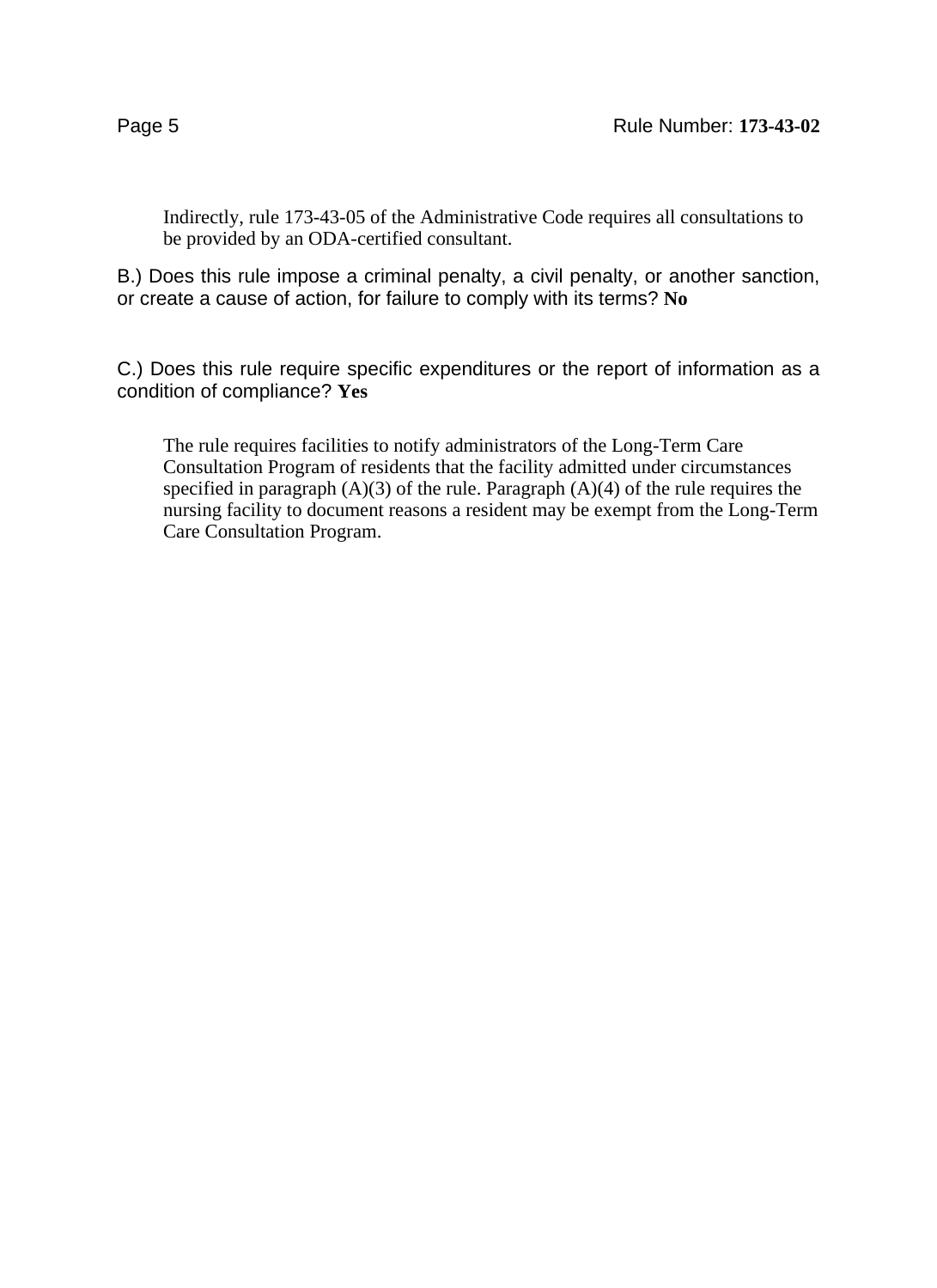Indirectly, rule 173-43-05 of the Administrative Code requires all consultations to be provided by an ODA-certified consultant.

B.) Does this rule impose a criminal penalty, a civil penalty, or another sanction, or create a cause of action, for failure to comply with its terms? **No**

C.) Does this rule require specific expenditures or the report of information as a condition of compliance? **Yes**

The rule requires facilities to notify administrators of the Long-Term Care Consultation Program of residents that the facility admitted under circumstances specified in paragraph (A)(3) of the rule. Paragraph (A)(4) of the rule requires the nursing facility to document reasons a resident may be exempt from the Long-Term Care Consultation Program.